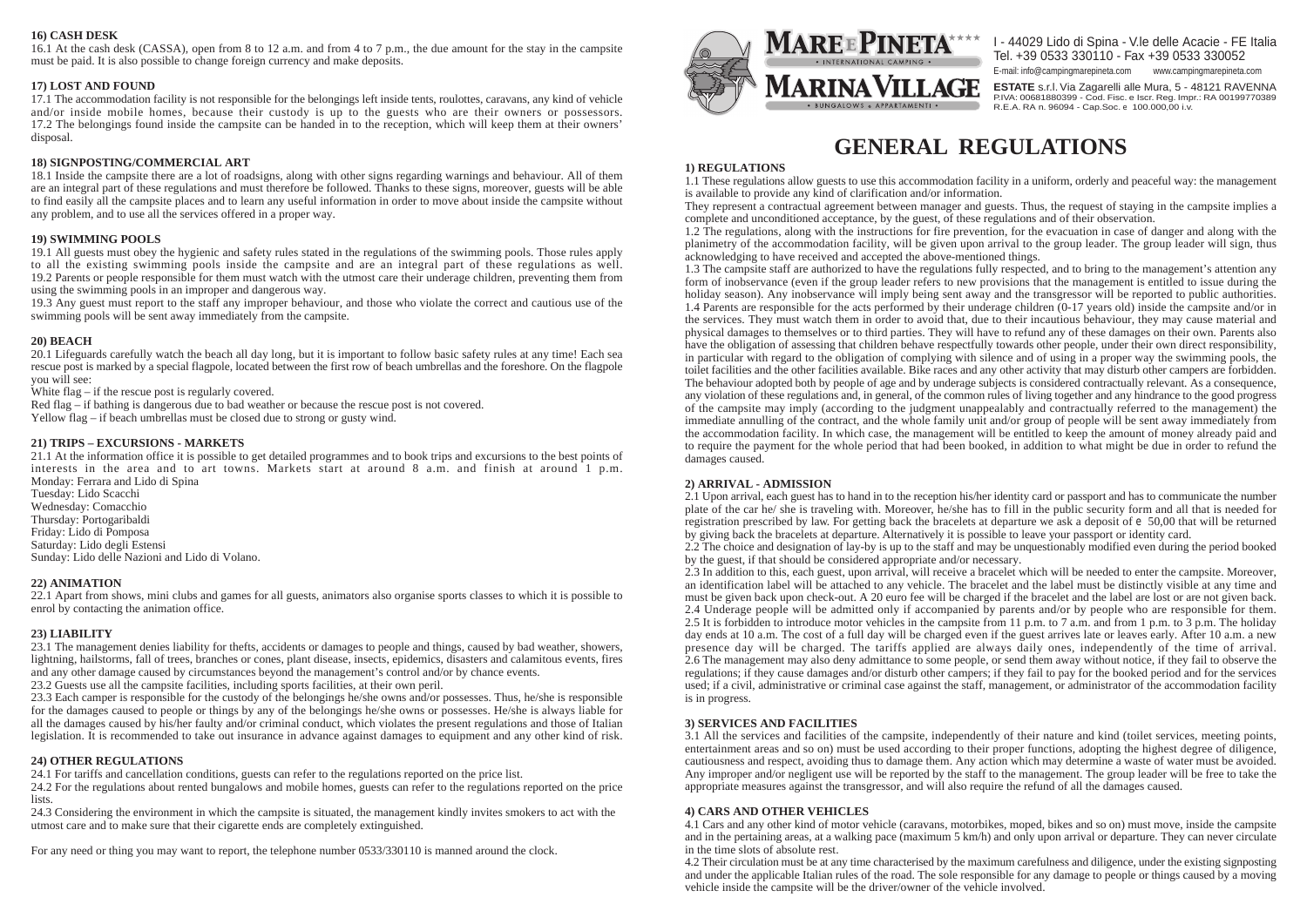I - 44029 Lido di Spina - V.le delle Acacie - FE Italia
Tel. +39 0533 330110 - Fax +39 0533 330052
E-mail: info@campingmarepineta.com www.campingmarepineta.com

**ESTATE** s.r.l. Via Zagarelli alle Mura, 5 - 48121 RAVENNA
P.IVA: 00681880399 - Cod. Fisc. e Iscr. Reg. Impr.: RA 00199770389
R.E.A. RA n. 96094 - Cap.Soc. e 100.000,00 i.v.

# GENERAL REGULATIONS

### 1) REGULATIONS

1.1 These regulations allow guests to use this accommodation facility in a uniform, orderly and peaceful way: the management is available to provide any kind of clarification and/or information.

They represent a contractual agreement between manager and guests. Thus, the request of staying in the campsite implies a complete and unconditioned acceptance, by the guest, of these regulations and of their observation.

1.2 The regulations, along with the instructions for fire prevention, for the evacuation in case of danger and along with the planimetry of the accommodation facility, will be given upon arrival to the group leader. The group leader will sign, thus acknowledging to have received and accepted the above-mentioned things.

1.3 The campsite staff are authorized to have the regulations fully respected, and to bring to the management's attention any form of inobservance (even if the group leader refers to new provisions that the management is entitled to issue during the holiday season). Any inobservance will imply being sent away and the transgressor will be reported to public authorities.

1.4 Parents are responsible for the acts performed by their underage children (0-17 years old) inside the campsite and/or in the services. They must watch them in order to avoid that, due to their incautious behaviour, they may cause material and physical damages to themselves or to third parties. They will have to refund any of these damages on their own. Parents also have the obligation of assessing that children behave respectfully towards other people, under their own direct responsibility, in particular with regard to the obligation of complying with silence and of using in a proper way the swimming pools, the toilet facilities and the other facilities available. Bike races and any other activity that may disturb other campers are forbidden. The behaviour adopted both by people of age and by underage subjects is considered contractually relevant. As a consequence, any violation of these regulations and, in general, of the common rules of living together and any hindrance to the good progress of the campsite may imply (according to the judgment unappealably and contractually referred to the management) the immediate annulling of the contract, and the whole family unit and/or group of people will be sent away immediately from the accommodation facility. In which case, the management will be entitled to keep the amount of money already paid and to require the payment for the whole period that had been booked, in addition to what might be due in order to refund the damages caused.

### 2) ARRIVAL - ADMISSION

2.1 Upon arrival, each guest has to hand in to the reception his/her identity card or passport and has to communicate the number plate of the car he/ she is traveling with. Moreover, he/she has to fill in the public security form and all that is needed for registration prescribed by law. For getting back the bracelets at departure we ask a deposit of e 50,00 that will be returned by giving back the bracelets at departure. Alternatively it is possible to leave your passport or identity card.

2.2 The choice and designation of lay-by is up to the staff and may be unquestionably modified even during the period booked by the guest, if that should be considered appropriate and/or necessary.

2.3 In addition to this, each guest, upon arrival, will receive a bracelet which will be needed to enter the campsite. Moreover, an identification label will be attached to any vehicle. The bracelet and the label must be distinctly visible at any time and must be given back upon check-out. A 20 euro fee will be charged if the bracelet and the label are lost or are not given back.

2.4 Underage people will be admitted only if accompanied by parents and/or by people who are responsible for them.

2.5 It is forbidden to introduce motor vehicles in the campsite from 11 p.m. to 7 a.m. and from 1 p.m. to 3 p.m. The holiday day ends at 10 a.m. The cost of a full day will be charged even if the guest arrives late or leaves early. After 10 a.m. a new presence day will be charged. The tariffs applied are always daily ones, independently of the time of arrival.

2.6 The management may also deny admittance to some people, or send them away without notice, if they fail to observe the regulations; if they cause damages and/or disturb other campers; if they fail to pay for the booked period and for the services used; if a civil, administrative or criminal case against the staff, management, or administrator of the accommodation facility is in progress.

### 3) SERVICES AND FACILITIES

3.1 All the services and facilities of the campsite, independently of their nature and kind (toilet services, meeting points, entertainment areas and so on) must be used according to their proper functions, adopting the highest degree of diligence, cautiousness and respect, avoiding thus to damage them. Any action which may determine a waste of water must be avoided. Any improper and/or negligent use will be reported by the staff to the management. The group leader will be free to take the appropriate measures against the transgressor, and will also require the refund of all the damages caused.

### 4) CARS AND OTHER VEHICLES

4.1 Cars and any other kind of motor vehicle (caravans, motorbikes, moped, bikes and so on) must move, inside the campsite and in the pertaining areas, at a walking pace (maximum 5 km/h) and only upon arrival or departure. They can never circulate in the time slots of absolute rest.

4.2 Their circulation must be at any time characterised by the maximum carefulness and diligence, under the existing signposting and under the applicable Italian rules of the road. The sole responsible for any damage to people or things caused by a moving vehicle inside the campsite will be the driver/owner of the vehicle involved.

### 16) CASH DESK

16.1 At the cash desk (CASSA), open from 8 to 12 a.m. and from 4 to 7 p.m., the due amount for the stay in the campsite must be paid. It is also possible to change foreign currency and make deposits.

### 17) LOST AND FOUND

17.1 The accommodation facility is not responsible for the belongings left inside tents, roulottes, caravans, any kind of vehicle and/or inside mobile homes, because their custody is up to the guests who are their owners or possessors.

17.2 The belongings found inside the campsite can be handed in to the reception, which will keep them at their owners' disposal.

### 18) SIGNPOSTING/COMMERCIAL ART

18.1 Inside the campsite there are a lot of roadsigns, along with other signs regarding warnings and behaviour. All of them are an integral part of these regulations and must therefore be followed. Thanks to these signs, moreover, guests will be able to find easily all the campsite places and to learn any useful information in order to move about inside the campsite without any problem, and to use all the services offered in a proper way.

### 19) SWIMMING POOLS

19.1 All guests must obey the hygienic and safety rules stated in the regulations of the swimming pools. Those rules apply to all the existing swimming pools inside the campsite and are an integral part of these regulations as well.

19.2 Parents or people responsible for them must watch with the utmost care their underage children, preventing them from using the swimming pools in an improper and dangerous way.

19.3 Any guest must report to the staff any improper behaviour, and those who violate the correct and cautious use of the swimming pools will be sent away immediately from the campsite.

### 20) BEACH

20.1 Lifeguards carefully watch the beach all day long, but it is important to follow basic safety rules at any time! Each sea rescue post is marked by a special flagpole, located between the first row of beach umbrellas and the foreshore. On the flagpole you will see:

White flag – if the rescue post is regularly covered.

Red flag – if bathing is dangerous due to bad weather or because the rescue post is not covered.

Yellow flag – if beach umbrellas must be closed due to strong or gusty wind.

### 21) TRIPS – EXCURSIONS - MARKETS

21.1 At the information office it is possible to get detailed programmes and to book trips and excursions to the best points of interests in the area and to art towns. Markets start at around 8 a.m. and finish at around 1 p.m.

Monday: Ferrara and Lido di Spina
Tuesday: Lido Scacchi
Wednesday: Comacchio
Thursday: Portogaribaldi
Friday: Lido di Pomposa
Saturday: Lido degli Estensi
Sunday: Lido delle Nazioni and Lido di Volano.

### 22) ANIMATION

22.1 Apart from shows, mini clubs and games for all guests, animators also organise sports classes to which it is possible to enrol by contacting the animation office.

### 23) LIABILITY

23.1 The management denies liability for thefts, accidents or damages to people and things, caused by bad weather, showers, lightning, hailstorms, fall of trees, branches or cones, plant disease, insects, epidemics, disasters and calamitous events, fires and any other damage caused by circumstances beyond the management's control and/or by chance events.

23.2 Guests use all the campsite facilities, including sports facilities, at their own peril.

23.3 Each camper is responsible for the custody of the belongings he/she owns and/or possesses. Thus, he/she is responsible for the damages caused to people or things by any of the belongings he/she owns or possesses. He/she is always liable for all the damages caused by his/her faulty and/or criminal conduct, which violates the present regulations and those of Italian legislation. It is recommended to take out insurance in advance against damages to equipment and any other kind of risk.

### 24) OTHER REGULATIONS

24.1 For tariffs and cancellation conditions, guests can refer to the regulations reported on the price list.

24.2 For the regulations about rented bungalows and mobile homes, guests can refer to the regulations reported on the price lists.

24.3 Considering the environment in which the campsite is situated, the management kindly invites smokers to act with the utmost care and to make sure that their cigarette ends are completely extinguished.

For any need or thing you may want to report, the telephone number 0533/330110 is manned around the clock.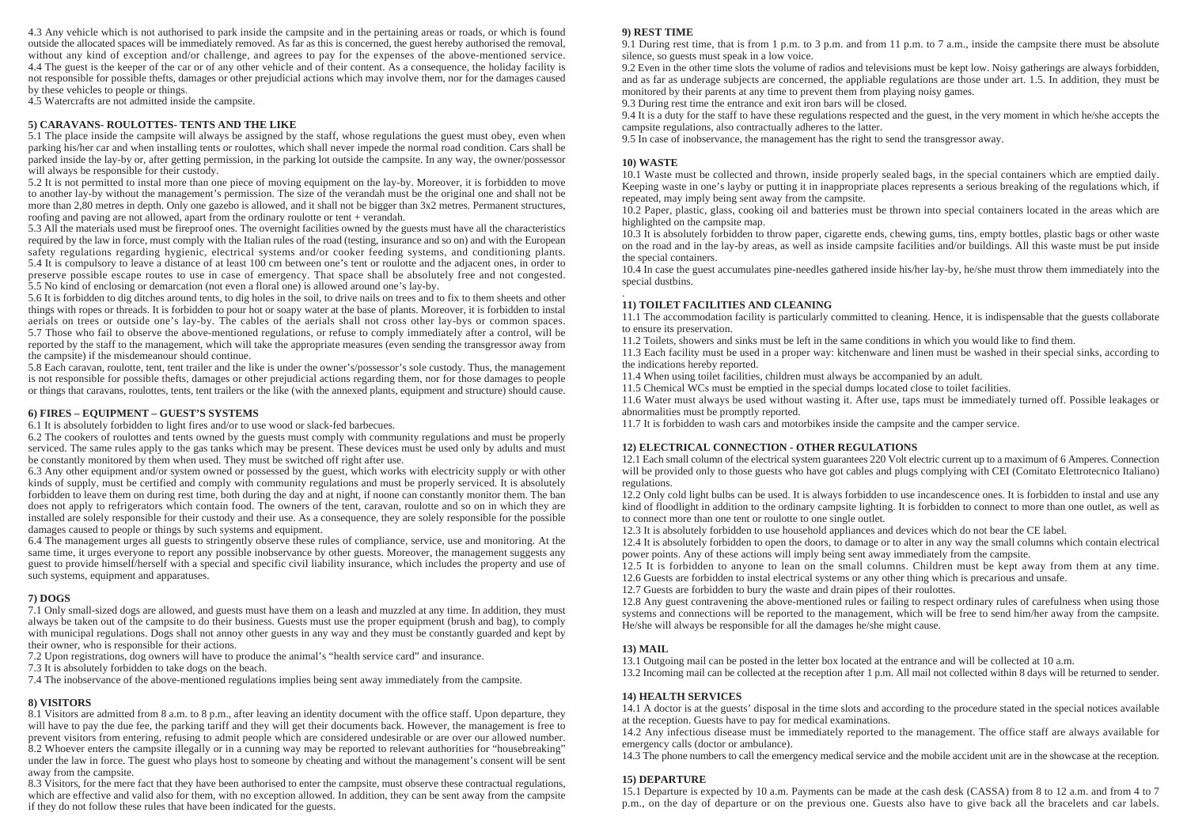4.3 Any vehicle which is not authorised to park inside the campsite and in the pertaining areas or roads, or which is found outside the allocated spaces will be immediately removed. As far as this is concerned, the guest hereby authorised the removal, without any kind of exception and/or challenge, and agrees to pay for the expenses of the above-mentioned service.
4.4 The guest is the keeper of the car or of any other vehicle and of their content. As a consequence, the holiday facility is not responsible for possible thefts, damages or other prejudicial actions which may involve them, nor for the damages caused by these vehicles to people or things.
4.5 Watercrafts are not admitted inside the campsite.

### 5) CARAVANS- ROULOTTES- TENTS AND THE LIKE

5.1 The place inside the campsite will always be assigned by the staff, whose regulations the guest must obey, even when parking his/her car and when installing tents or roulottes, which shall never impede the normal road condition. Cars shall be parked inside the lay-by or, after getting permission, in the parking lot outside the campsite. In any way, the owner/possessor will always be responsible for their custody.
5.2 It is not permitted to instal more than one piece of moving equipment on the lay-by. Moreover, it is forbidden to move to another lay-by without the management's permission. The size of the verandah must be the original one and shall not be more than 2,80 metres in depth. Only one gazebo is allowed, and it shall not be bigger than 3x2 metres. Permanent structures, roofing and paving are not allowed, apart from the ordinary roulotte or tent + verandah.
5.3 All the materials used must be fireproof ones. The overnight facilities owned by the guests must have all the characteristics required by the law in force, must comply with the Italian rules of the road (testing, insurance and so on) and with the European safety regulations regarding hygienic, electrical systems and/or cooker feeding systems, and conditioning plants.
5.4 It is compulsory to leave a distance of at least 100 cm between one's tent or roulotte and the adjacent ones, in order to preserve possible escape routes to use in case of emergency. That space shall be absolutely free and not congested.
5.5 No kind of enclosing or demarcation (not even a floral one) is allowed around one's lay-by.
5.6 It is forbidden to dig ditches around tents, to dig holes in the soil, to drive nails on trees and to fix to them sheets and other things with ropes or threads. It is forbidden to pour hot or soapy water at the base of plants. Moreover, it is forbidden to instal aerials on trees or outside one's lay-by. The cables of the aerials shall not cross other lay-bys or common spaces.
5.7 Those who fail to observe the above-mentioned regulations, or refuse to comply immediately after a control, will be reported by the staff to the management, which will take the appropriate measures (even sending the transgressor away from the campsite) if the misdemeanour should continue.
5.8 Each caravan, roulotte, tent, tent trailer and the like is under the owner's/possessor's sole custody. Thus, the management is not responsible for possible thefts, damages or other prejudicial actions regarding them, nor for those damages to people or things that caravans, roulottes, tents, tent trailers or the like (with the annexed plants, equipment and structure) should cause.

### 6) FIRES – EQUIPMENT – GUEST'S SYSTEMS

6.1 It is absolutely forbidden to light fires and/or to use wood or slack-fed barbecues.
6.2 The cookers of roulottes and tents owned by the guests must comply with community regulations and must be properly serviced. The same rules apply to the gas tanks which may be present. These devices must be used only by adults and must be constantly monitored by them when used. They must be switched off right after use.
6.3 Any other equipment and/or system owned or possessed by the guest, which works with electricity supply or with other kinds of supply, must be certified and comply with community regulations and must be properly serviced. It is absolutely forbidden to leave them on during rest time, both during the day and at night, if noone can constantly monitor them. The ban does not apply to refrigerators which contain food. The owners of the tent, caravan, roulotte and so on in which they are installed are solely responsible for their custody and their use. As a consequence, they are solely responsible for the possible damages caused to people or things by such systems and equipment.
6.4 The management urges all guests to stringently observe these rules of compliance, service, use and monitoring. At the same time, it urges everyone to report any possible inobservance by other guests. Moreover, the management suggests any guest to provide himself/herself with a special and specific civil liability insurance, which includes the property and use of such systems, equipment and apparatuses.

### 7) DOGS

7.1 Only small-sized dogs are allowed, and guests must have them on a leash and muzzled at any time. In addition, they must always be taken out of the campsite to do their business. Guests must use the proper equipment (brush and bag), to comply with municipal regulations. Dogs shall not annoy other guests in any way and they must be constantly guarded and kept by their owner, who is responsible for their actions.
7.2 Upon registrations, dog owners will have to produce the animal's "health service card" and insurance.
7.3 It is absolutely forbidden to take dogs on the beach.
7.4 The inobservance of the above-mentioned regulations implies being sent away immediately from the campsite.

### 8) VISITORS

8.1 Visitors are admitted from 8 a.m. to 8 p.m., after leaving an identity document with the office staff. Upon departure, they will have to pay the due fee, the parking tariff and they will get their documents back. However, the management is free to prevent visitors from entering, refusing to admit people which are considered undesirable or are over our allowed number.
8.2 Whoever enters the campsite illegally or in a cunning way may be reported to relevant authorities for "housebreaking" under the law in force. The guest who plays host to someone by cheating and without the management's consent will be sent away from the campsite.
8.3 Visitors, for the mere fact that they have been authorised to enter the campsite, must observe these contractual regulations, which are effective and valid also for them, with no exception allowed. In addition, they can be sent away from the campsite if they do not follow these rules that have been indicated for the guests.

### 9) REST TIME

9.1 During rest time, that is from 1 p.m. to 3 p.m. and from 11 p.m. to 7 a.m., inside the campsite there must be absolute silence, so guests must speak in a low voice.
9.2 Even in the other time slots the volume of radios and televisions must be kept low. Noisy gatherings are always forbidden, and as far as underage subjects are concerned, the appliable regulations are those under art. 1.5. In addition, they must be monitored by their parents at any time to prevent them from playing noisy games.
9.3 During rest time the entrance and exit iron bars will be closed.
9.4 It is a duty for the staff to have these regulations respected and the guest, in the very moment in which he/she accepts the campsite regulations, also contractually adheres to the latter.
9.5 In case of inobservance, the management has the right to send the transgressor away.

### 10) WASTE

10.1 Waste must be collected and thrown, inside properly sealed bags, in the special containers which are emptied daily. Keeping waste in one's layby or putting it in inappropriate places represents a serious breaking of the regulations which, if repeated, may imply being sent away from the campsite.
10.2 Paper, plastic, glass, cooking oil and batteries must be thrown into special containers located in the areas which are highlighted on the campsite map.
10.3 It is absolutely forbidden to throw paper, cigarette ends, chewing gums, tins, empty bottles, plastic bags or other waste on the road and in the lay-by areas, as well as inside campsite facilities and/or buildings. All this waste must be put inside the special containers.
10.4 In case the guest accumulates pine-needles gathered inside his/her lay-by, he/she must throw them immediately into the special dustbins.

### 11) TOILET FACILITIES AND CLEANING

11.1 The accommodation facility is particularly committed to cleaning. Hence, it is indispensable that the guests collaborate to ensure its preservation.
11.2 Toilets, showers and sinks must be left in the same conditions in which you would like to find them.
11.3 Each facility must be used in a proper way: kitchenware and linen must be washed in their special sinks, according to the indications hereby reported.
11.4 When using toilet facilities, children must always be accompanied by an adult.
11.5 Chemical WCs must be emptied in the special dumps located close to toilet facilities.
11.6 Water must always be used without wasting it. After use, taps must be immediately turned off. Possible leakages or abnormalities must be promptly reported.
11.7 It is forbidden to wash cars and motorbikes inside the campsite and the camper service.

### 12) ELECTRICAL CONNECTION - OTHER REGULATIONS

12.1 Each small column of the electrical system guarantees 220 Volt electric current up to a maximum of 6 Amperes. Connection will be provided only to those guests who have got cables and plugs complying with CEI (Comitato Elettrotecnico Italiano) regulations.
12.2 Only cold light bulbs can be used. It is always forbidden to use incandescence ones. It is forbidden to instal and use any kind of floodlight in addition to the ordinary campsite lighting. It is forbidden to connect to more than one outlet, as well as to connect more than one tent or roulotte to one single outlet.
12.3 It is absolutely forbidden to use household appliances and devices which do not bear the CE label.
12.4 It is absolutely forbidden to open the doors, to damage or to alter in any way the small columns which contain electrical power points. Any of these actions will imply being sent away immediately from the campsite.
12.5 It is forbidden to anyone to lean on the small columns. Children must be kept away from them at any time.
12.6 Guests are forbidden to instal electrical systems or any other thing which is precarious and unsafe.
12.7 Guests are forbidden to bury the waste and drain pipes of their roulottes.
12.8 Any guest contravening the above-mentioned rules or failing to respect ordinary rules of carefulness when using those systems and connections will be reported to the management, which will be free to send him/her away from the campsite. He/she will always be responsible for all the damages he/she might cause.

### 13) MAIL

13.1 Outgoing mail can be posted in the letter box located at the entrance and will be collected at 10 a.m.
13.2 Incoming mail can be collected at the reception after 1 p.m. All mail not collected within 8 days will be returned to sender.

### 14) HEALTH SERVICES

14.1 A doctor is at the guests' disposal in the time slots and according to the procedure stated in the special notices available at the reception. Guests have to pay for medical examinations.
14.2 Any infectious disease must be immediately reported to the management. The office staff are always available for emergency calls (doctor or ambulance).
14.3 The phone numbers to call the emergency medical service and the mobile accident unit are in the showcase at the reception.

### 15) DEPARTURE

15.1 Departure is expected by 10 a.m. Payments can be made at the cash desk (CASSA) from 8 to 12 a.m. and from 4 to 7 p.m., on the day of departure or on the previous one. Guests also have to give back all the bracelets and car labels.